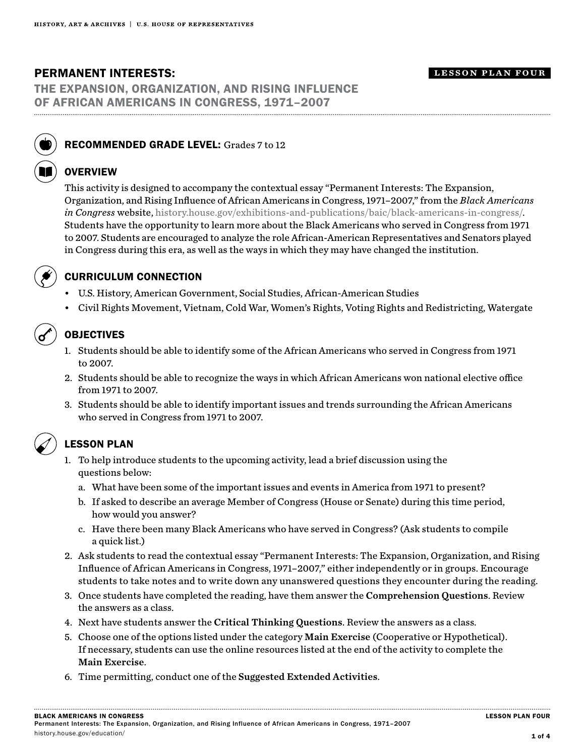# PERMANENT INTERESTS:

## THE EXPANSION, ORGANIZATION, AND RISING INFLUENCE OF AFRICAN AMERICANS IN CONGRESS, 1971–2007

**LESSON PLAN FOUR**

### RECOMMENDED GRADE LEVEL: Grades 7 to 12

### OVERVIEW

This activity is designed to accompany the contextual essay "Permanent Interests: The Expansion, Organization, and Rising Influence of African Americans in Congress, 1971–2007," from the *Black Americans in Congress* website, history.house.gov/exhibitions-and-publications/baic/black-americans-in-congress/. Students have the opportunity to learn more about the Black Americans who served in Congress from 1971 to 2007. Students are encouraged to analyze the role African-American Representatives and Senators played in Congress during this era, as well as the ways in which they may have changed the institution.

### CURRICULUM CONNECTION

- U.S. History, American Government, Social Studies, African-American Studies
- Civil Rights Movement, Vietnam, Cold War, Women's Rights, Voting Rights and Redistricting, Watergate

### OBJECTIVES

1. Students should be able to identify some of the African Americans who served in Congress from 1971 to 2007.
2. Students should be able to recognize the ways in which African Americans won national elective office from 1971 to 2007.
3. Students should be able to identify important issues and trends surrounding the African Americans who served in Congress from 1971 to 2007.

### LESSON PLAN

1. To help introduce students to the upcoming activity, lead a brief discussion using the questions below:
   a. What have been some of the important issues and events in America from 1971 to present?
   b. If asked to describe an average Member of Congress (House or Senate) during this time period, how would you answer?
   c. Have there been many Black Americans who have served in Congress? (Ask students to compile a quick list.)
2. Ask students to read the contextual essay "Permanent Interests: The Expansion, Organization, and Rising Influence of African Americans in Congress, 1971–2007," either independently or in groups. Encourage students to take notes and to write down any unanswered questions they encounter during the reading.
3. Once students have completed the reading, have them answer the **Comprehension Questions**. Review the answers as a class.
4. Next have students answer the **Critical Thinking Questions**. Review the answers as a class.
5. Choose one of the options listed under the category **Main Exercise** (Cooperative or Hypothetical). If necessary, students can use the online resources listed at the end of the activity to complete the **Main Exercise**.
6. Time permitting, conduct one of the **Suggested Extended Activities**.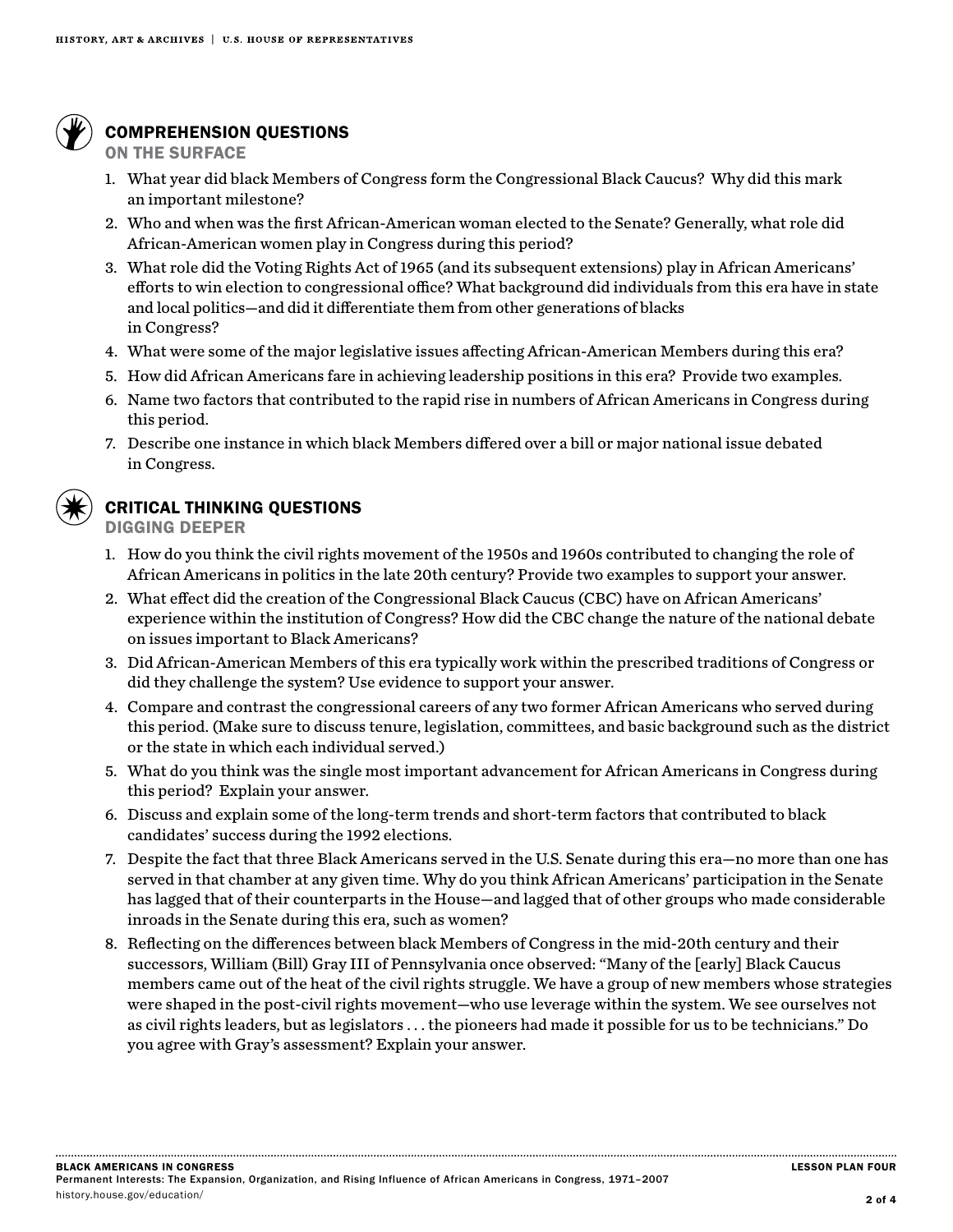## COMPREHENSION QUESTIONS

### ON THE SURFACE

1. What year did black Members of Congress form the Congressional Black Caucus? Why did this mark an important milestone?
2. Who and when was the first African-American woman elected to the Senate? Generally, what role did African-American women play in Congress during this period?
3. What role did the Voting Rights Act of 1965 (and its subsequent extensions) play in African Americans' efforts to win election to congressional office? What background did individuals from this era have in state and local politics—and did it differentiate them from other generations of blacks in Congress?
4. What were some of the major legislative issues affecting African-American Members during this era?
5. How did African Americans fare in achieving leadership positions in this era? Provide two examples.
6. Name two factors that contributed to the rapid rise in numbers of African Americans in Congress during this period.
7. Describe one instance in which black Members differed over a bill or major national issue debated in Congress.

## CRITICAL THINKING QUESTIONS

### DIGGING DEEPER

1. How do you think the civil rights movement of the 1950s and 1960s contributed to changing the role of African Americans in politics in the late 20th century? Provide two examples to support your answer.
2. What effect did the creation of the Congressional Black Caucus (CBC) have on African Americans' experience within the institution of Congress? How did the CBC change the nature of the national debate on issues important to Black Americans?
3. Did African-American Members of this era typically work within the prescribed traditions of Congress or did they challenge the system? Use evidence to support your answer.
4. Compare and contrast the congressional careers of any two former African Americans who served during this period. (Make sure to discuss tenure, legislation, committees, and basic background such as the district or the state in which each individual served.)
5. What do you think was the single most important advancement for African Americans in Congress during this period? Explain your answer.
6. Discuss and explain some of the long-term trends and short-term factors that contributed to black candidates' success during the 1992 elections.
7. Despite the fact that three Black Americans served in the U.S. Senate during this era—no more than one has served in that chamber at any given time. Why do you think African Americans' participation in the Senate has lagged that of their counterparts in the House—and lagged that of other groups who made considerable inroads in the Senate during this era, such as women?
8. Reflecting on the differences between black Members of Congress in the mid-20th century and their successors, William (Bill) Gray III of Pennsylvania once observed: "Many of the [early] Black Caucus members came out of the heat of the civil rights struggle. We have a group of new members whose strategies were shaped in the post-civil rights movement—who use leverage within the system. We see ourselves not as civil rights leaders, but as legislators . . . the pioneers had made it possible for us to be technicians." Do you agree with Gray's assessment? Explain your answer.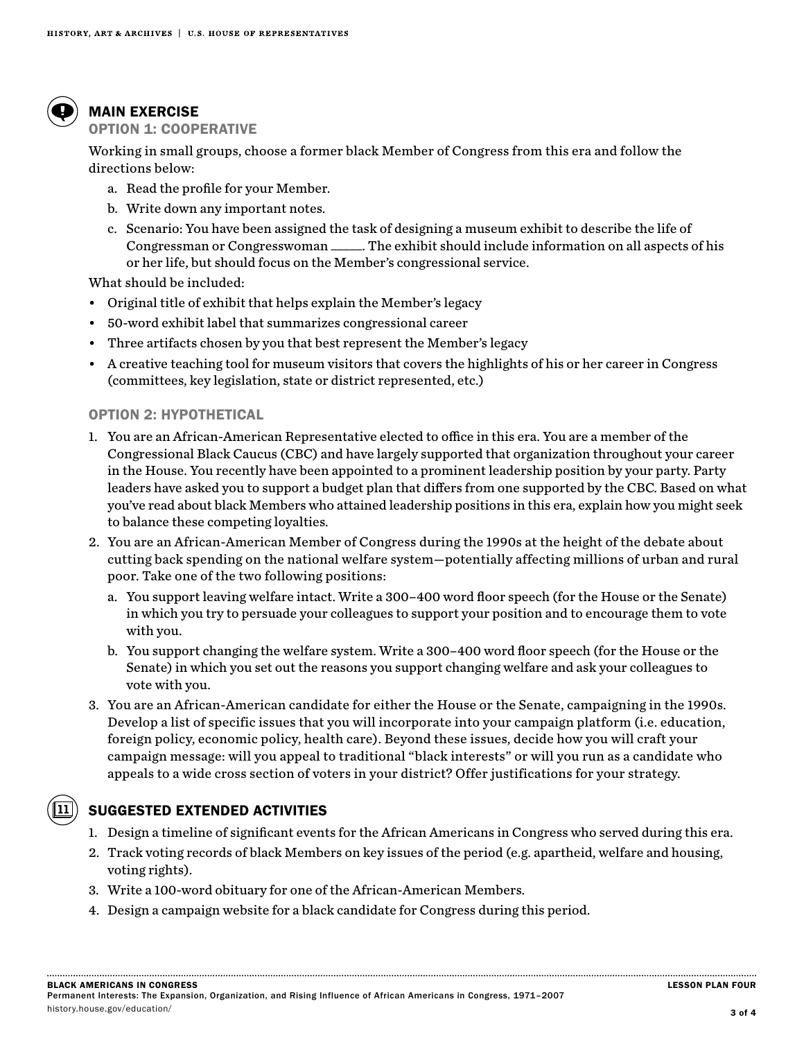## MAIN EXERCISE

### OPTION 1: COOPERATIVE

Working in small groups, choose a former black Member of Congress from this era and follow the directions below:

a. Read the profile for your Member.
b. Write down any important notes.
c. Scenario: You have been assigned the task of designing a museum exhibit to describe the life of Congressman or Congresswoman _____. The exhibit should include information on all aspects of his or her life, but should focus on the Member's congressional service.

What should be included:

- Original title of exhibit that helps explain the Member's legacy
- 50-word exhibit label that summarizes congressional career
- Three artifacts chosen by you that best represent the Member's legacy
- A creative teaching tool for museum visitors that covers the highlights of his or her career in Congress (committees, key legislation, state or district represented, etc.)

### OPTION 2: HYPOTHETICAL

1. You are an African-American Representative elected to office in this era. You are a member of the Congressional Black Caucus (CBC) and have largely supported that organization throughout your career in the House. You recently have been appointed to a prominent leadership position by your party. Party leaders have asked you to support a budget plan that differs from one supported by the CBC. Based on what you've read about black Members who attained leadership positions in this era, explain how you might seek to balance these competing loyalties.
2. You are an African-American Member of Congress during the 1990s at the height of the debate about cutting back spending on the national welfare system—potentially affecting millions of urban and rural poor. Take one of the two following positions:
   a. You support leaving welfare intact. Write a 300–400 word floor speech (for the House or the Senate) in which you try to persuade your colleagues to support your position and to encourage them to vote with you.
   b. You support changing the welfare system. Write a 300–400 word floor speech (for the House or the Senate) in which you set out the reasons you support changing welfare and ask your colleagues to vote with you.
3. You are an African-American candidate for either the House or the Senate, campaigning in the 1990s. Develop a list of specific issues that you will incorporate into your campaign platform (i.e. education, foreign policy, economic policy, health care). Beyond these issues, decide how you will craft your campaign message: will you appeal to traditional "black interests" or will you run as a candidate who appeals to a wide cross section of voters in your district? Offer justifications for your strategy.

## SUGGESTED EXTENDED ACTIVITIES

1. Design a timeline of significant events for the African Americans in Congress who served during this era.
2. Track voting records of black Members on key issues of the period (e.g. apartheid, welfare and housing, voting rights).
3. Write a 100-word obituary for one of the African-American Members.
4. Design a campaign website for a black candidate for Congress during this period.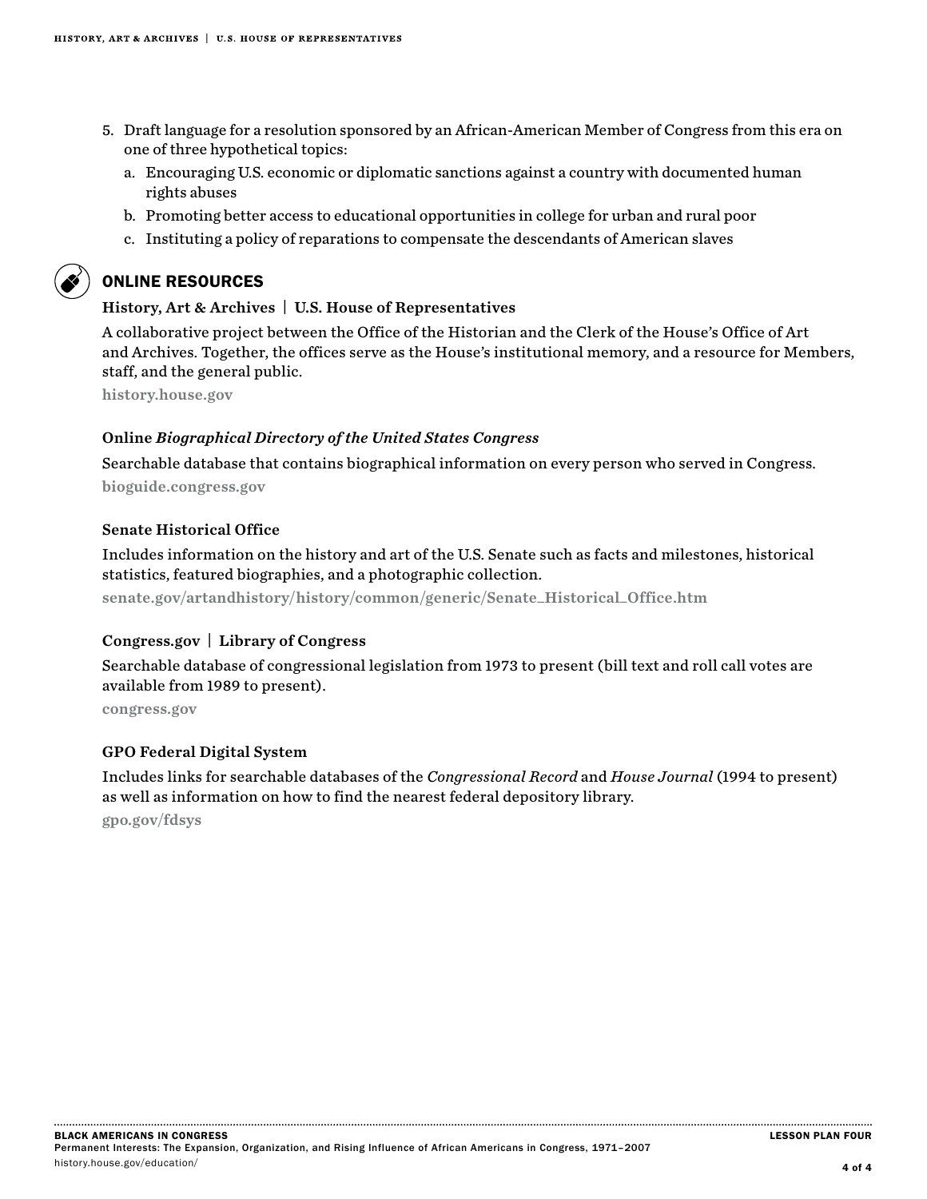5. Draft language for a resolution sponsored by an African-American Member of Congress from this era on one of three hypothetical topics:
   a. Encouraging U.S. economic or diplomatic sanctions against a country with documented human rights abuses
   b. Promoting better access to educational opportunities in college for urban and rural poor
   c. Instituting a policy of reparations to compensate the descendants of American slaves

## ONLINE RESOURCES

**History, Art & Archives | U.S. House of Representatives**

A collaborative project between the Office of the Historian and the Clerk of the House's Office of Art and Archives. Together, the offices serve as the House's institutional memory, and a resource for Members, staff, and the general public.

**history.house.gov**

**Online *Biographical Directory of the United States Congress***

Searchable database that contains biographical information on every person who served in Congress.

**bioguide.congress.gov**

**Senate Historical Office**

Includes information on the history and art of the U.S. Senate such as facts and milestones, historical statistics, featured biographies, and a photographic collection.

**senate.gov/artandhistory/history/common/generic/Senate_Historical_Office.htm**

**Congress.gov | Library of Congress**

Searchable database of congressional legislation from 1973 to present (bill text and roll call votes are available from 1989 to present).

**congress.gov**

**GPO Federal Digital System**

Includes links for searchable databases of the *Congressional Record* and *House Journal* (1994 to present) as well as information on how to find the nearest federal depository library.

**gpo.gov/fdsys**